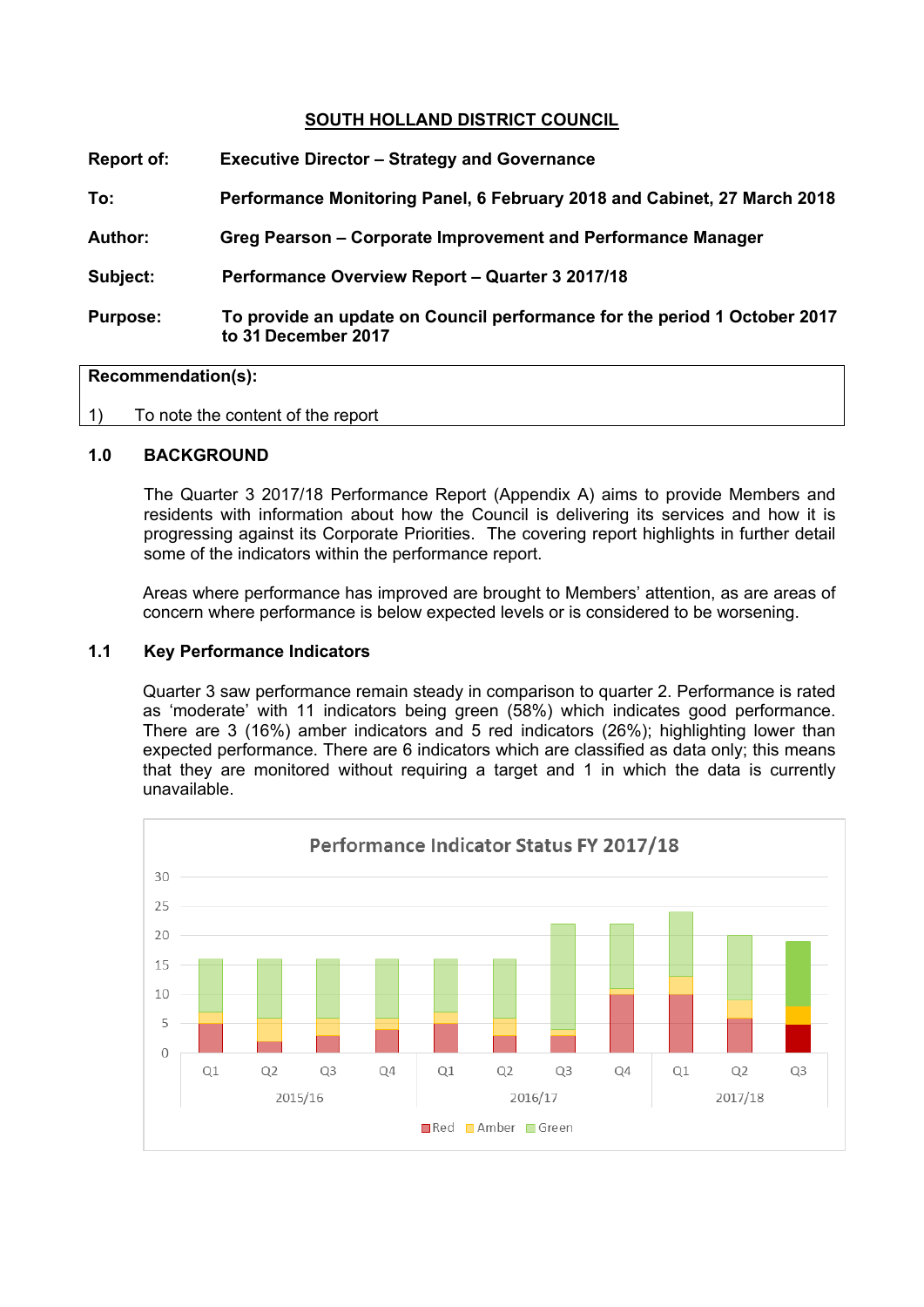# SOUTH HOLLAND DISTRICT COUNCIL

**Report of:** Executive Director – Strategy and Governance

**To:** Performance Monitoring Panel, 6 February 2018 and Cabinet, 27 March 2018

**Author:** Greg Pearson – Corporate Improvement and Performance Manager

**Subject:** Performance Overview Report – Quarter 3 2017/18

**Purpose:** To provide an update on Council performance for the period 1 October 2017 to 31 December 2017

| **Recommendation(s):** |
|---|
| 1) To note the content of the report |

## 1.0 BACKGROUND

The Quarter 3 2017/18 Performance Report (Appendix A) aims to provide Members and residents with information about how the Council is delivering its services and how it is progressing against its Corporate Priorities. The covering report highlights in further detail some of the indicators within the performance report.

Areas where performance has improved are brought to Members' attention, as are areas of concern where performance is below expected levels or is considered to be worsening.

## 1.1 Key Performance Indicators

Quarter 3 saw performance remain steady in comparison to quarter 2. Performance is rated as 'moderate' with 11 indicators being green (58%) which indicates good performance. There are 3 (16%) amber indicators and 5 red indicators (26%); highlighting lower than expected performance. There are 6 indicators which are classified as data only; this means that they are monitored without requiring a target and 1 in which the data is currently unavailable.

**Performance Indicator Status FY 2017/18**

| Year | Quarter | Red | Amber | Green | Total |
|---|---|---|---|---|---|
| 2015/16 | Q1 | 5 | 2 | 9 | 16 |
| 2015/16 | Q2 | 2 | 4 | 10 | 16 |
| 2015/16 | Q3 | 3 | 3 | 10 | 16 |
| 2015/16 | Q4 | 4 | 2 | 10 | 16 |
| 2016/17 | Q1 | 5 | 2 | 9 | 16 |
| 2016/17 | Q2 | 3 | 3 | 10 | 16 |
| 2016/17 | Q3 | 3 | 1 | 18 | 22 |
| 2016/17 | Q4 | 10 | 1 | 11 | 22 |
| 2017/18 | Q1 | 10 | 3 | 11 | 24 |
| 2017/18 | Q2 | 6 | 3 | 11 | 20 |
| 2017/18 | Q3 | 5 | 3 | 11 | 19 |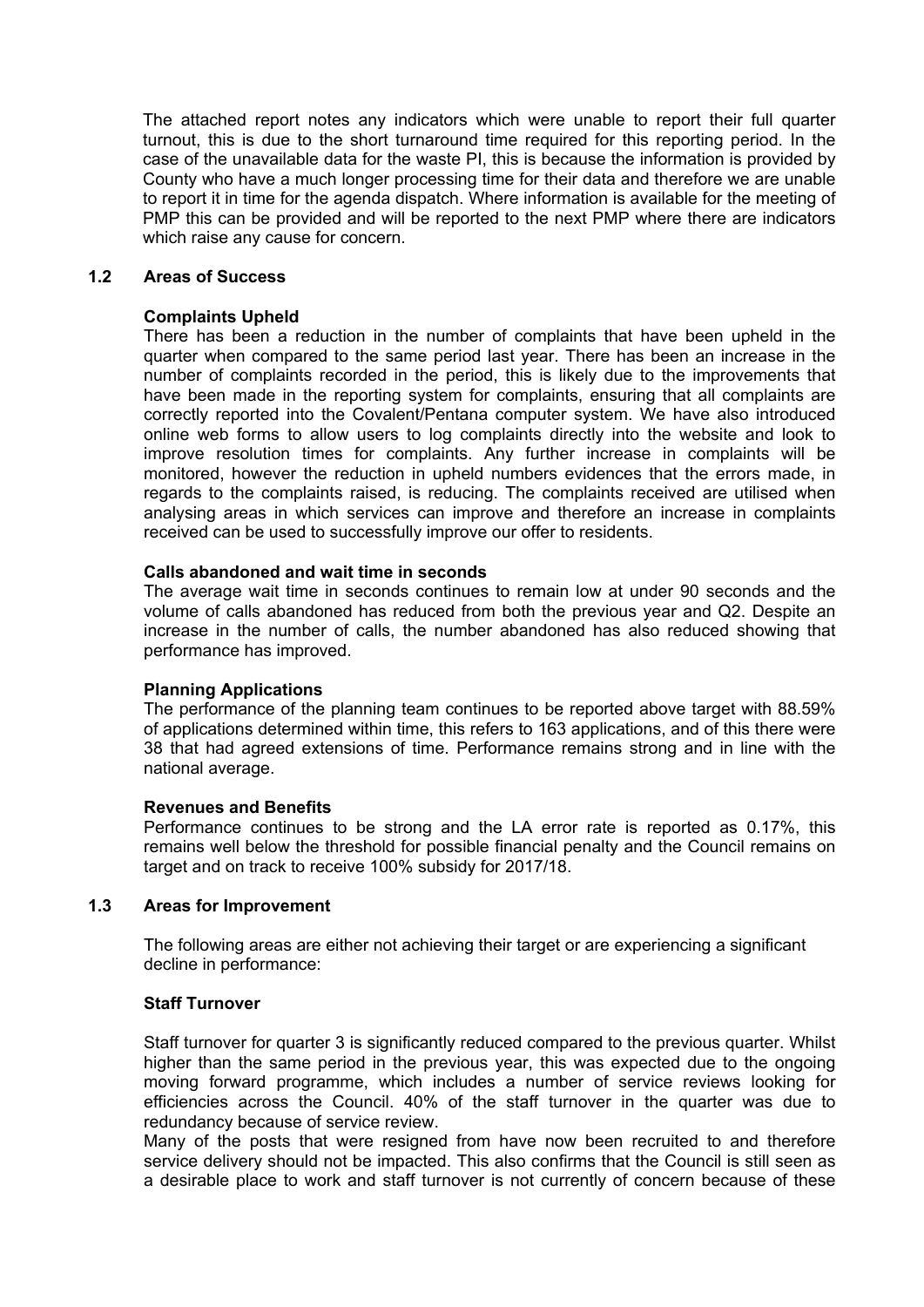The attached report notes any indicators which were unable to report their full quarter turnout, this is due to the short turnaround time required for this reporting period. In the case of the unavailable data for the waste PI, this is because the information is provided by County who have a much longer processing time for their data and therefore we are unable to report it in time for the agenda dispatch. Where information is available for the meeting of PMP this can be provided and will be reported to the next PMP where there are indicators which raise any cause for concern.

## 1.2 Areas of Success

**Complaints Upheld**

There has been a reduction in the number of complaints that have been upheld in the quarter when compared to the same period last year. There has been an increase in the number of complaints recorded in the period, this is likely due to the improvements that have been made in the reporting system for complaints, ensuring that all complaints are correctly reported into the Covalent/Pentana computer system. We have also introduced online web forms to allow users to log complaints directly into the website and look to improve resolution times for complaints. Any further increase in complaints will be monitored, however the reduction in upheld numbers evidences that the errors made, in regards to the complaints raised, is reducing. The complaints received are utilised when analysing areas in which services can improve and therefore an increase in complaints received can be used to successfully improve our offer to residents.

**Calls abandoned and wait time in seconds**

The average wait time in seconds continues to remain low at under 90 seconds and the volume of calls abandoned has reduced from both the previous year and Q2. Despite an increase in the number of calls, the number abandoned has also reduced showing that performance has improved.

**Planning Applications**

The performance of the planning team continues to be reported above target with 88.59% of applications determined within time, this refers to 163 applications, and of this there were 38 that had agreed extensions of time. Performance remains strong and in line with the national average.

**Revenues and Benefits**

Performance continues to be strong and the LA error rate is reported as 0.17%, this remains well below the threshold for possible financial penalty and the Council remains on target and on track to receive 100% subsidy for 2017/18.

## 1.3 Areas for Improvement

The following areas are either not achieving their target or are experiencing a significant decline in performance:

**Staff Turnover**

Staff turnover for quarter 3 is significantly reduced compared to the previous quarter. Whilst higher than the same period in the previous year, this was expected due to the ongoing moving forward programme, which includes a number of service reviews looking for efficiencies across the Council. 40% of the staff turnover in the quarter was due to redundancy because of service review.

Many of the posts that were resigned from have now been recruited to and therefore service delivery should not be impacted. This also confirms that the Council is still seen as a desirable place to work and staff turnover is not currently of concern because of these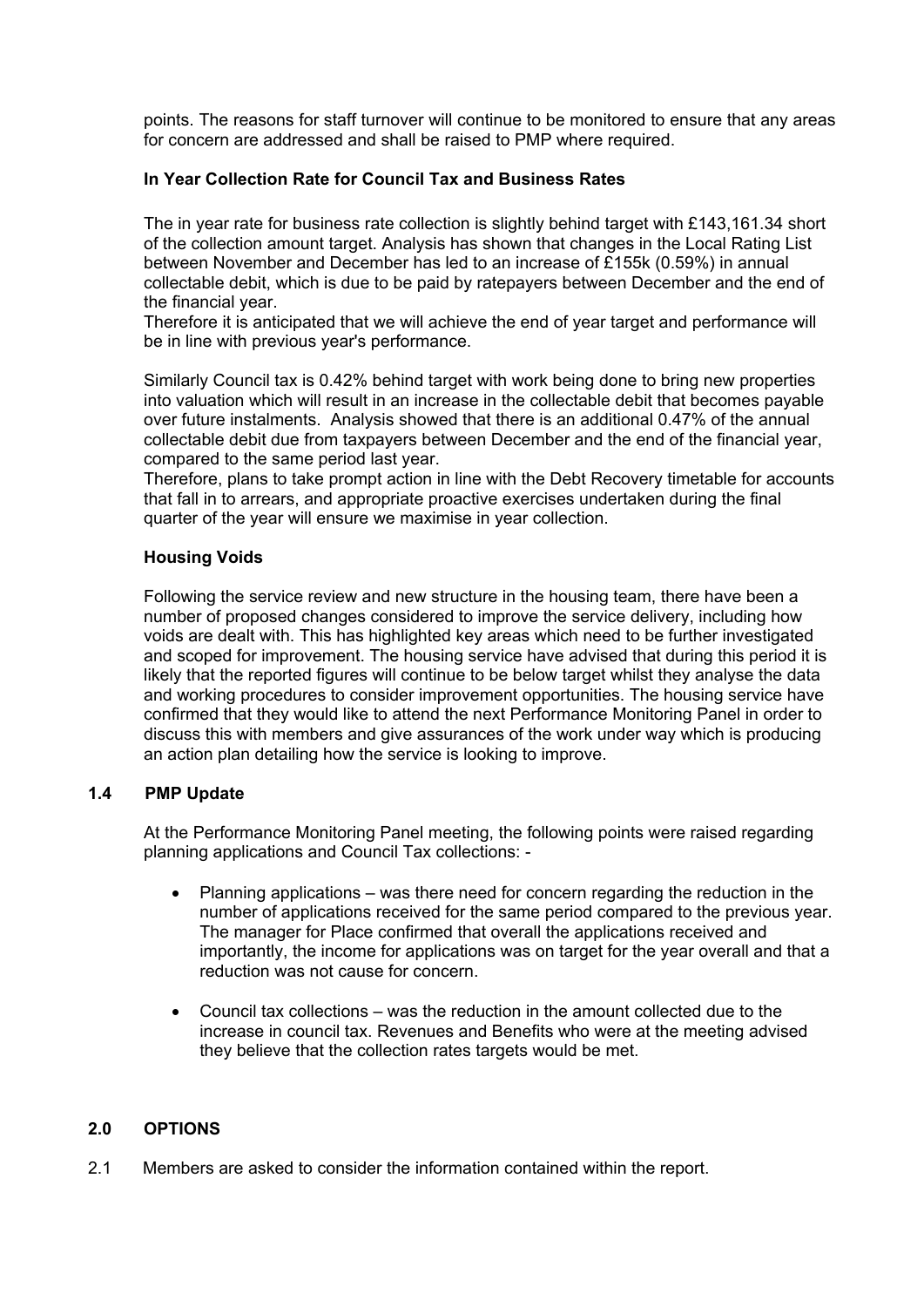points. The reasons for staff turnover will continue to be monitored to ensure that any areas for concern are addressed and shall be raised to PMP where required.

**In Year Collection Rate for Council Tax and Business Rates**

The in year rate for business rate collection is slightly behind target with £143,161.34 short of the collection amount target. Analysis has shown that changes in the Local Rating List between November and December has led to an increase of £155k (0.59%) in annual collectable debit, which is due to be paid by ratepayers between December and the end of the financial year.
Therefore it is anticipated that we will achieve the end of year target and performance will be in line with previous year's performance.

Similarly Council tax is 0.42% behind target with work being done to bring new properties into valuation which will result in an increase in the collectable debit that becomes payable over future instalments. Analysis showed that there is an additional 0.47% of the annual collectable debit due from taxpayers between December and the end of the financial year, compared to the same period last year.
Therefore, plans to take prompt action in line with the Debt Recovery timetable for accounts that fall in to arrears, and appropriate proactive exercises undertaken during the final quarter of the year will ensure we maximise in year collection.

**Housing Voids**

Following the service review and new structure in the housing team, there have been a number of proposed changes considered to improve the service delivery, including how voids are dealt with. This has highlighted key areas which need to be further investigated and scoped for improvement. The housing service have advised that during this period it is likely that the reported figures will continue to be below target whilst they analyse the data and working procedures to consider improvement opportunities. The housing service have confirmed that they would like to attend the next Performance Monitoring Panel in order to discuss this with members and give assurances of the work under way which is producing an action plan detailing how the service is looking to improve.

### 1.4 PMP Update

At the Performance Monitoring Panel meeting, the following points were raised regarding planning applications and Council Tax collections: -

- Planning applications – was there need for concern regarding the reduction in the number of applications received for the same period compared to the previous year. The manager for Place confirmed that overall the applications received and importantly, the income for applications was on target for the year overall and that a reduction was not cause for concern.
- Council tax collections – was the reduction in the amount collected due to the increase in council tax. Revenues and Benefits who were at the meeting advised they believe that the collection rates targets would be met.

## 2.0 OPTIONS

2.1 Members are asked to consider the information contained within the report.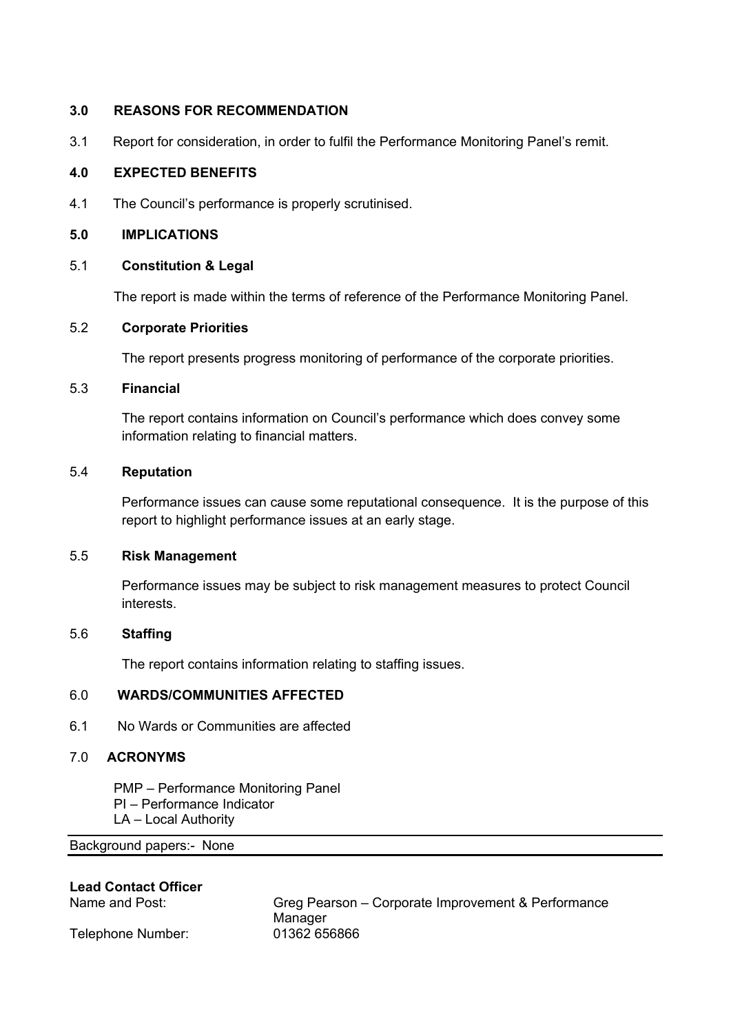## 3.0 REASONS FOR RECOMMENDATION

3.1 Report for consideration, in order to fulfil the Performance Monitoring Panel's remit.

## 4.0 EXPECTED BENEFITS

4.1 The Council's performance is properly scrutinised.

## 5.0 IMPLICATIONS

### 5.1 Constitution & Legal

The report is made within the terms of reference of the Performance Monitoring Panel.

### 5.2 Corporate Priorities

The report presents progress monitoring of performance of the corporate priorities.

### 5.3 Financial

The report contains information on Council's performance which does convey some information relating to financial matters.

### 5.4 Reputation

Performance issues can cause some reputational consequence. It is the purpose of this report to highlight performance issues at an early stage.

### 5.5 Risk Management

Performance issues may be subject to risk management measures to protect Council interests.

### 5.6 Staffing

The report contains information relating to staffing issues.

## 6.0 WARDS/COMMUNITIES AFFECTED

6.1 No Wards or Communities are affected

## 7.0 ACRONYMS

PMP – Performance Monitoring Panel
PI – Performance Indicator
LA – Local Authority

Background papers:- None

**Lead Contact Officer**

Name and Post: Greg Pearson – Corporate Improvement & Performance Manager
Telephone Number: 01362 656866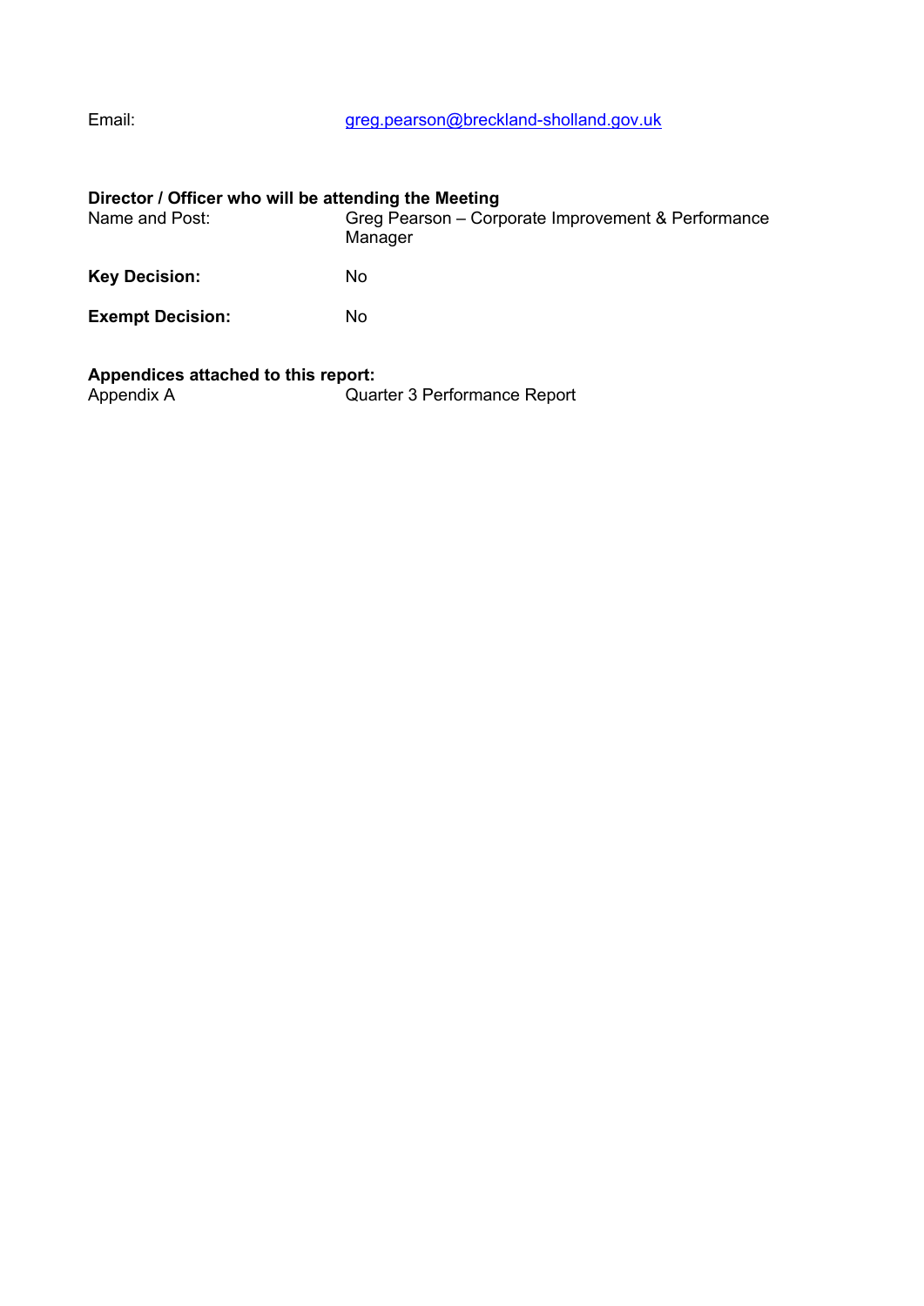| | |
|---|---|
| Email: | greg.pearson@breckland-sholland.gov.uk |

**Director / Officer who will be attending the Meeting**

| | |
|---|---|
| Name and Post: | Greg Pearson – Corporate Improvement & Performance Manager |
| **Key Decision:** | No |
| **Exempt Decision:** | No |

**Appendices attached to this report:**

| | |
|---|---|
| Appendix A | Quarter 3 Performance Report |